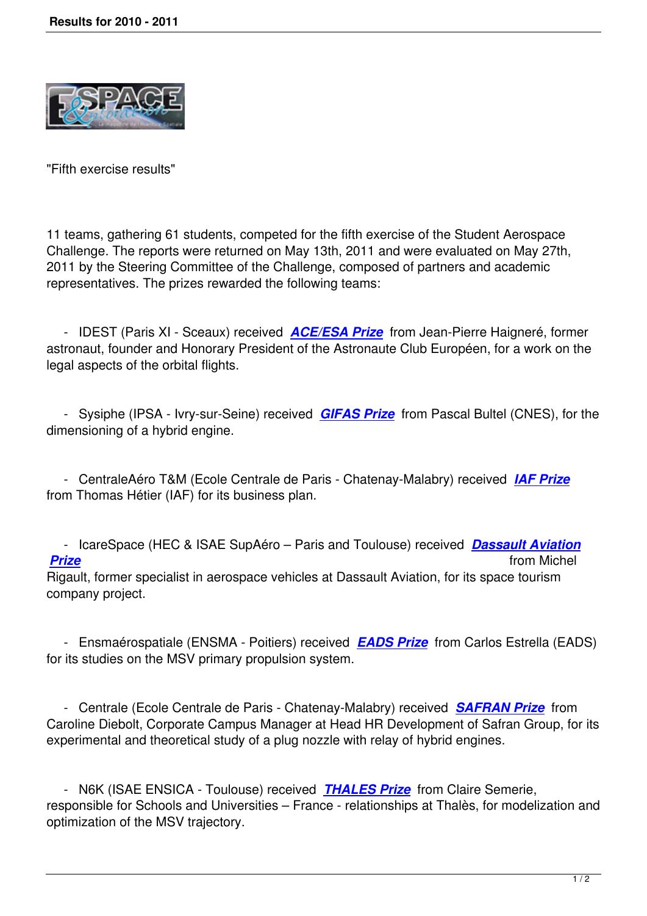"Fifth exercise results"

11 teams, gathering 61 students, competed for the fifth exercise of the Student Aerospace Challenge. The reports were returned on May 13th, 2011 and were evaluated on May 27th, 2011 by the Steering Committee of the Challenge, composed of partners and academic representatives. The prizes rewarded the following teams:

- IDEST (Paris XI - Sceaux) received ***ACE/ESA Prize*** from Jean-Pierre Haigneré, former astronaut, founder and Honorary President of the Astronaute Club Européen, for a work on the legal aspects of the orbital flights.

- Sysiphe (IPSA - Ivry-sur-Seine) received ***GIFAS Prize*** from Pascal Bultel (CNES), for the dimensioning of a hybrid engine.

- CentraleAéro T&M (Ecole Centrale de Paris - Chatenay-Malabry) received ***IAF Prize*** from Thomas Hétier (IAF) for its business plan.

- IcareSpace (HEC & ISAE SupAéro – Paris and Toulouse) received ***Dassault Aviation Prize*** from Michel Rigault, former specialist in aerospace vehicles at Dassault Aviation, for its space tourism company project.

- Ensmaérospatiale (ENSMA - Poitiers) received ***EADS Prize*** from Carlos Estrella (EADS) for its studies on the MSV primary propulsion system.

- Centrale (Ecole Centrale de Paris - Chatenay-Malabry) received ***SAFRAN Prize*** from Caroline Diebolt, Corporate Campus Manager at Head HR Development of Safran Group, for its experimental and theoretical study of a plug nozzle with relay of hybrid engines.

- N6K (ISAE ENSICA - Toulouse) received ***THALES Prize*** from Claire Semerie, responsible for Schools and Universities – France - relationships at Thalès, for modelization and optimization of the MSV trajectory.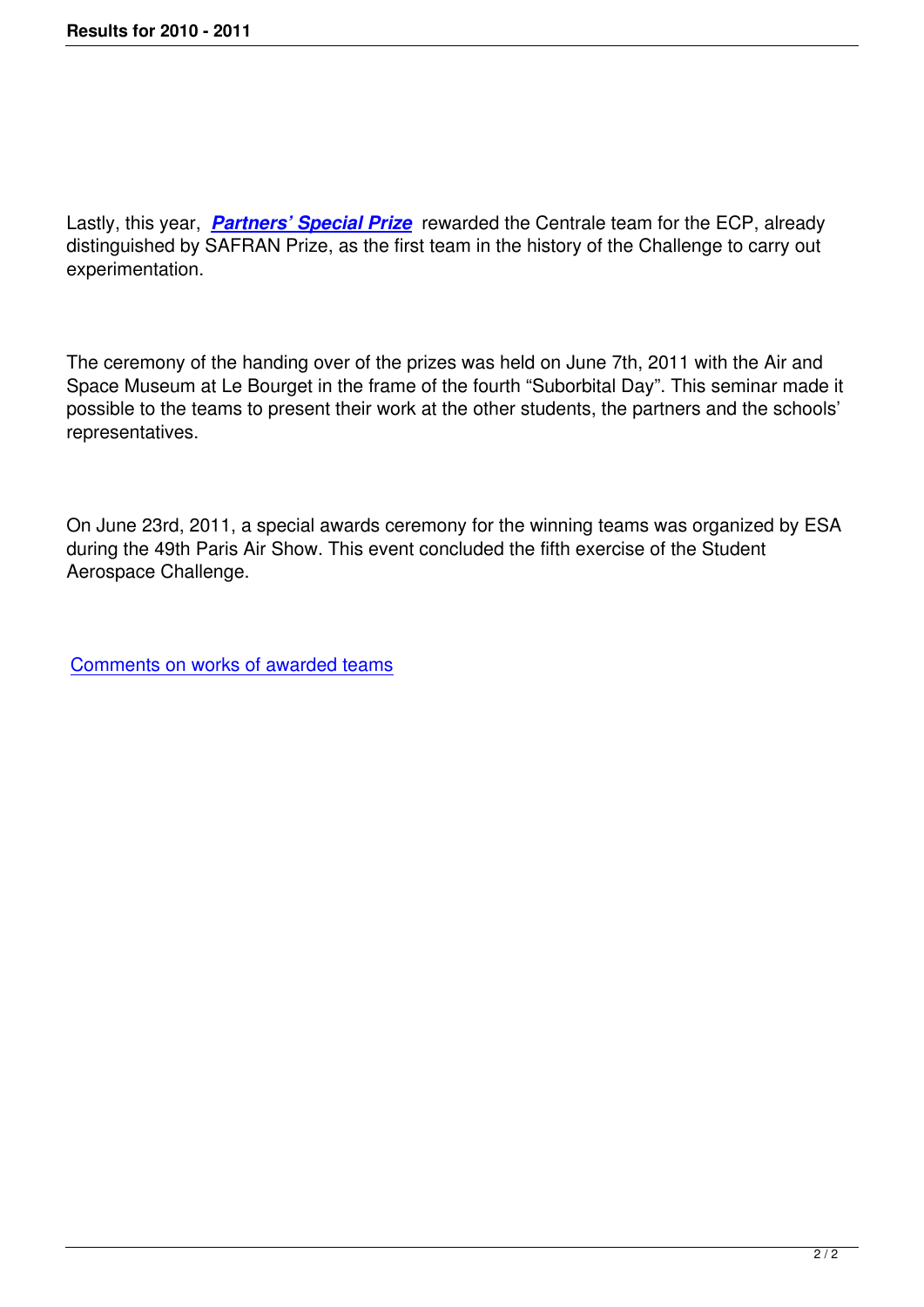Lastly, this year, ***Partners' Special Prize*** rewarded the Centrale team for the ECP, already distinguished by SAFRAN Prize, as the first team in the history of the Challenge to carry out experimentation.

The ceremony of the handing over of the prizes was held on June 7th, 2011 with the Air and Space Museum at Le Bourget in the frame of the fourth "Suborbital Day". This seminar made it possible to the teams to present their work at the other students, the partners and the schools' representatives.

On June 23rd, 2011, a special awards ceremony for the winning teams was organized by ESA during the 49th Paris Air Show. This event concluded the fifth exercise of the Student Aerospace Challenge.

Comments on works of awarded teams